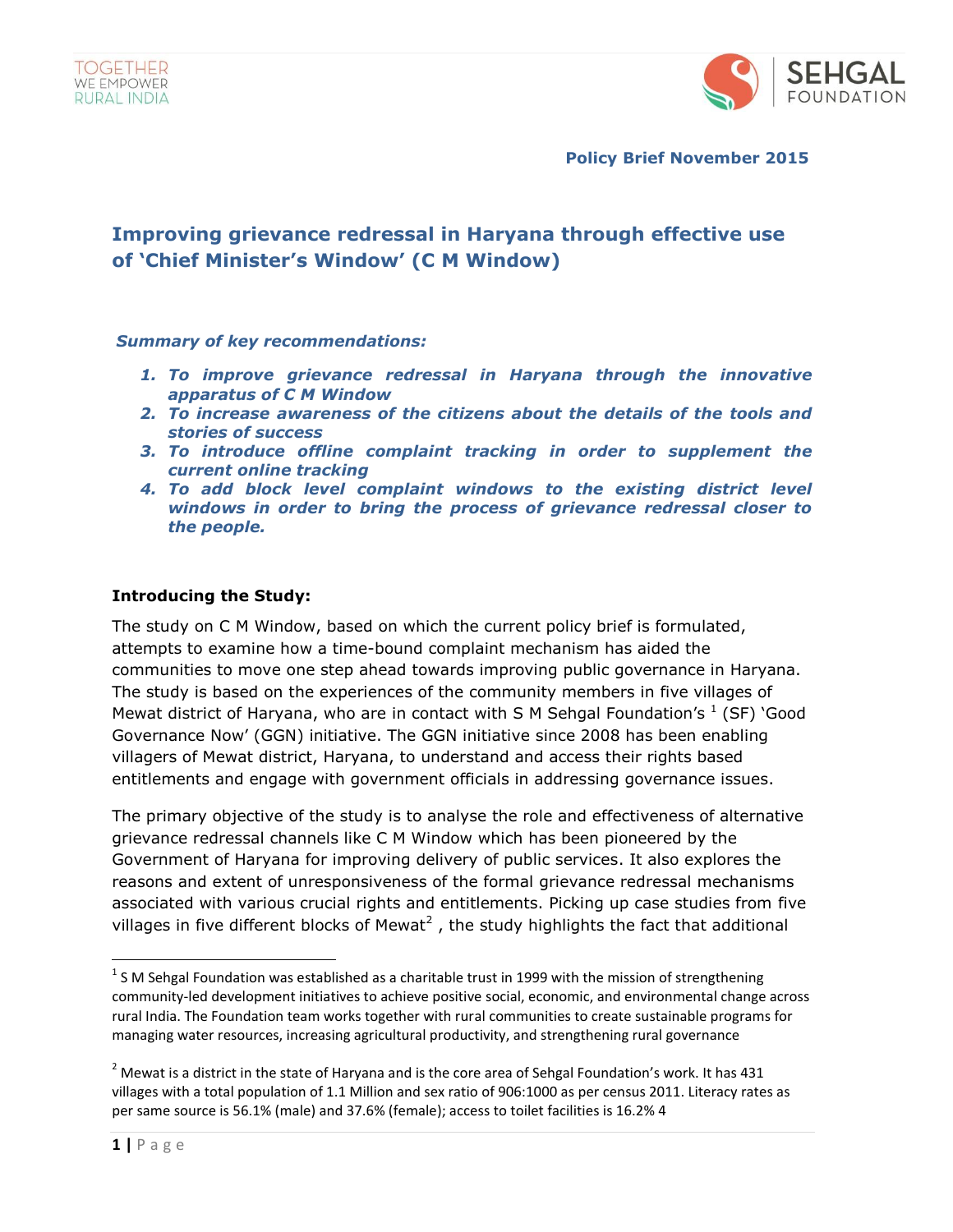**Policy Brief November 2015**

# Improving grievance redressal in Haryana through effective use of 'Chief Minister's Window' (C M Window)

***Summary of key recommendations:***

1. ***To improve grievance redressal in Haryana through the innovative apparatus of C M Window***
2. ***To increase awareness of the citizens about the details of the tools and stories of success***
3. ***To introduce offline complaint tracking in order to supplement the current online tracking***
4. ***To add block level complaint windows to the existing district level windows in order to bring the process of grievance redressal closer to the people.***

## Introducing the Study:

The study on C M Window, based on which the current policy brief is formulated, attempts to examine how a time-bound complaint mechanism has aided the communities to move one step ahead towards improving public governance in Haryana. The study is based on the experiences of the community members in five villages of Mewat district of Haryana, who are in contact with S M Sehgal Foundation's [1] (SF) 'Good Governance Now' (GGN) initiative. The GGN initiative since 2008 has been enabling villagers of Mewat district, Haryana, to understand and access their rights based entitlements and engage with government officials in addressing governance issues.

The primary objective of the study is to analyse the role and effectiveness of alternative grievance redressal channels like C M Window which has been pioneered by the Government of Haryana for improving delivery of public services. It also explores the reasons and extent of unresponsiveness of the formal grievance redressal mechanisms associated with various crucial rights and entitlements. Picking up case studies from five villages in five different blocks of Mewat[2] , the study highlights the fact that additional

---

[1] S M Sehgal Foundation was established as a charitable trust in 1999 with the mission of strengthening community-led development initiatives to achieve positive social, economic, and environmental change across rural India. The Foundation team works together with rural communities to create sustainable programs for managing water resources, increasing agricultural productivity, and strengthening rural governance

[2] Mewat is a district in the state of Haryana and is the core area of Sehgal Foundation's work. It has 431 villages with a total population of 1.1 Million and sex ratio of 906:1000 as per census 2011. Literacy rates as per same source is 56.1% (male) and 37.6% (female); access to toilet facilities is 16.2% 4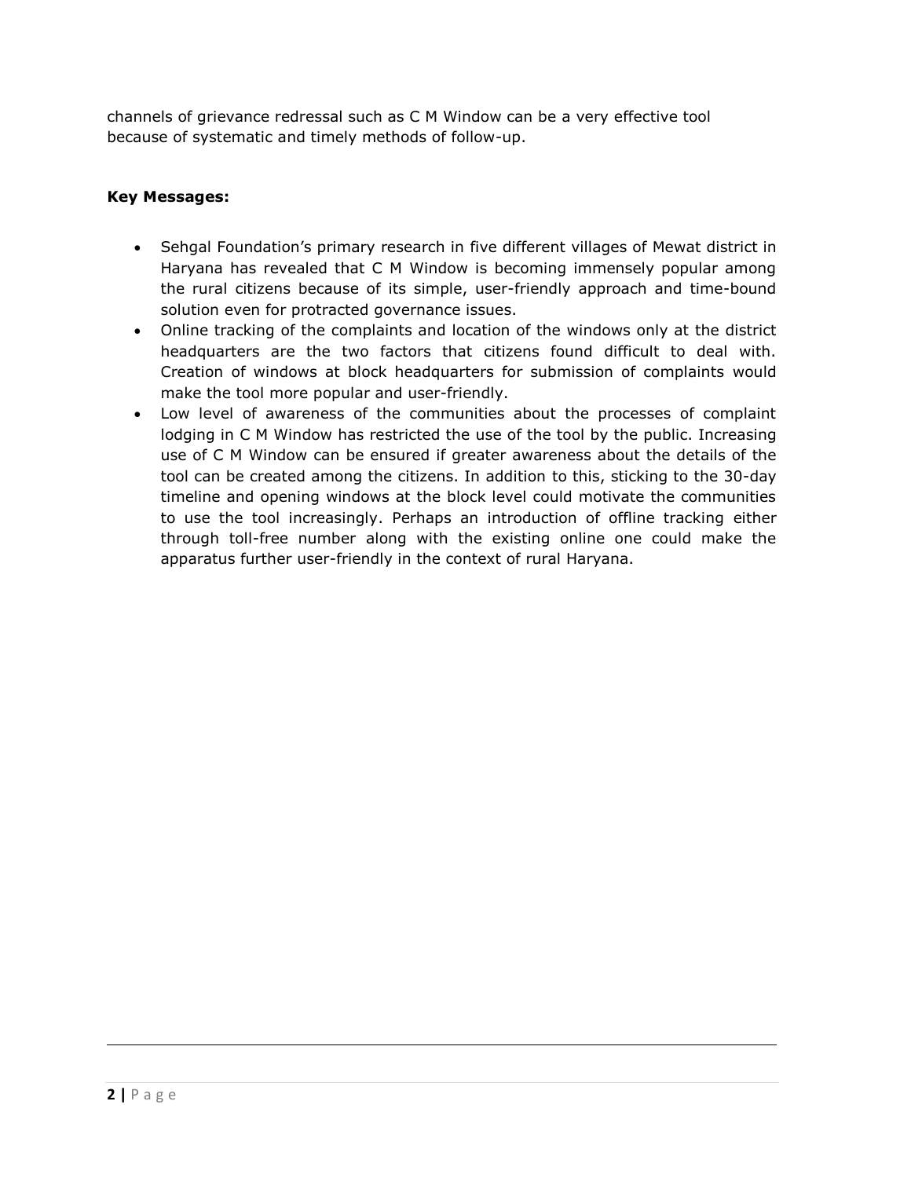channels of grievance redressal such as C M Window can be a very effective tool because of systematic and timely methods of follow-up.

**Key Messages:**

- Sehgal Foundation's primary research in five different villages of Mewat district in Haryana has revealed that C M Window is becoming immensely popular among the rural citizens because of its simple, user-friendly approach and time-bound solution even for protracted governance issues.
- Online tracking of the complaints and location of the windows only at the district headquarters are the two factors that citizens found difficult to deal with. Creation of windows at block headquarters for submission of complaints would make the tool more popular and user-friendly.
- Low level of awareness of the communities about the processes of complaint lodging in C M Window has restricted the use of the tool by the public. Increasing use of C M Window can be ensured if greater awareness about the details of the tool can be created among the citizens. In addition to this, sticking to the 30-day timeline and opening windows at the block level could motivate the communities to use the tool increasingly. Perhaps an introduction of offline tracking either through toll-free number along with the existing online one could make the apparatus further user-friendly in the context of rural Haryana.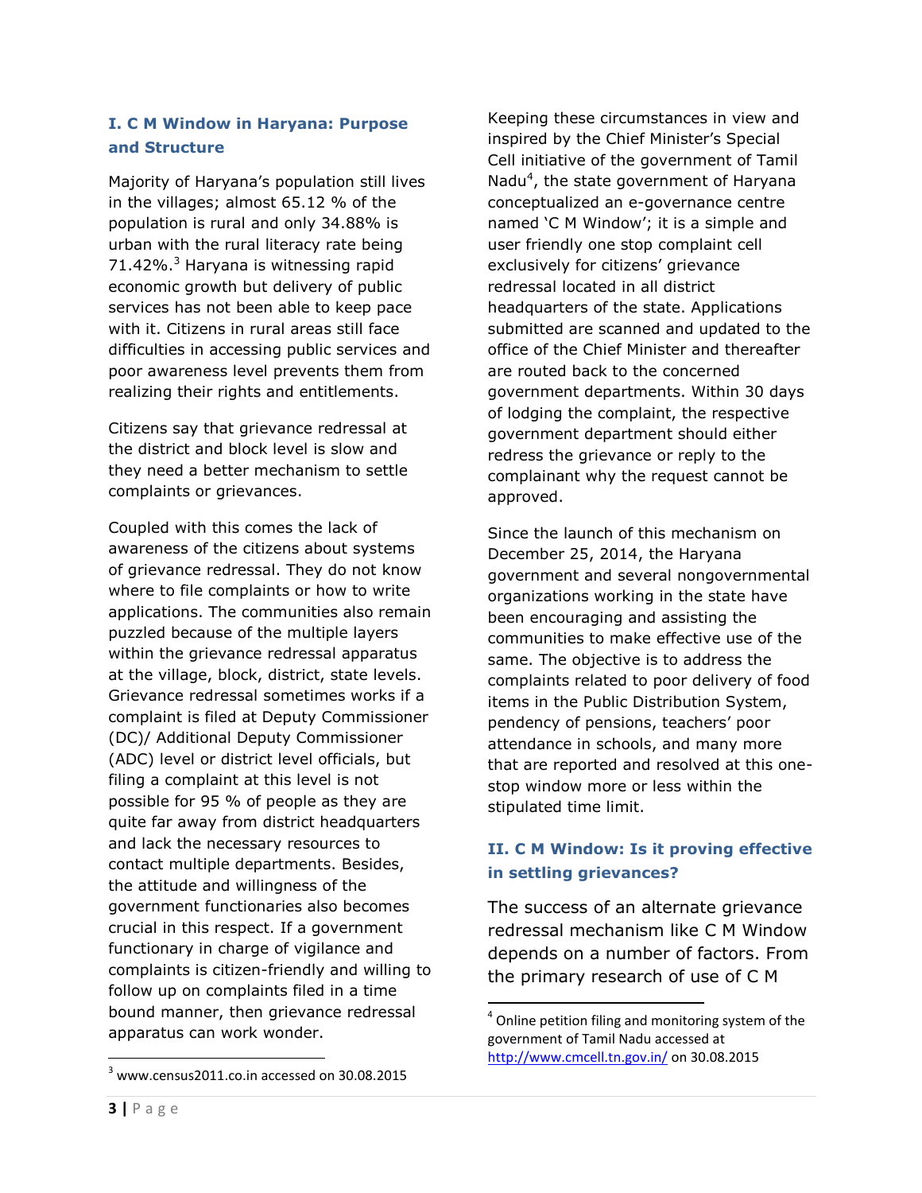## I. C M Window in Haryana: Purpose and Structure

Majority of Haryana's population still lives in the villages; almost 65.12 % of the population is rural and only 34.88% is urban with the rural literacy rate being 71.42%.[3] Haryana is witnessing rapid economic growth but delivery of public services has not been able to keep pace with it. Citizens in rural areas still face difficulties in accessing public services and poor awareness level prevents them from realizing their rights and entitlements.

Citizens say that grievance redressal at the district and block level is slow and they need a better mechanism to settle complaints or grievances.

Coupled with this comes the lack of awareness of the citizens about systems of grievance redressal. They do not know where to file complaints or how to write applications. The communities also remain puzzled because of the multiple layers within the grievance redressal apparatus at the village, block, district, state levels. Grievance redressal sometimes works if a complaint is filed at Deputy Commissioner (DC)/ Additional Deputy Commissioner (ADC) level or district level officials, but filing a complaint at this level is not possible for 95 % of people as they are quite far away from district headquarters and lack the necessary resources to contact multiple departments. Besides, the attitude and willingness of the government functionaries also becomes crucial in this respect. If a government functionary in charge of vigilance and complaints is citizen-friendly and willing to follow up on complaints filed in a time bound manner, then grievance redressal apparatus can work wonder.

Keeping these circumstances in view and inspired by the Chief Minister's Special Cell initiative of the government of Tamil Nadu[4], the state government of Haryana conceptualized an e-governance centre named 'C M Window'; it is a simple and user friendly one stop complaint cell exclusively for citizens' grievance redressal located in all district headquarters of the state. Applications submitted are scanned and updated to the office of the Chief Minister and thereafter are routed back to the concerned government departments. Within 30 days of lodging the complaint, the respective government department should either redress the grievance or reply to the complainant why the request cannot be approved.

Since the launch of this mechanism on December 25, 2014, the Haryana government and several nongovernmental organizations working in the state have been encouraging and assisting the communities to make effective use of the same. The objective is to address the complaints related to poor delivery of food items in the Public Distribution System, pendency of pensions, teachers' poor attendance in schools, and many more that are reported and resolved at this one-stop window more or less within the stipulated time limit.

## II. C M Window: Is it proving effective in settling grievances?

The success of an alternate grievance redressal mechanism like C M Window depends on a number of factors. From the primary research of use of C M

---

[3] www.census2011.co.in accessed on 30.08.2015

[4] Online petition filing and monitoring system of the government of Tamil Nadu accessed at http://www.cmcell.tn.gov.in/ on 30.08.2015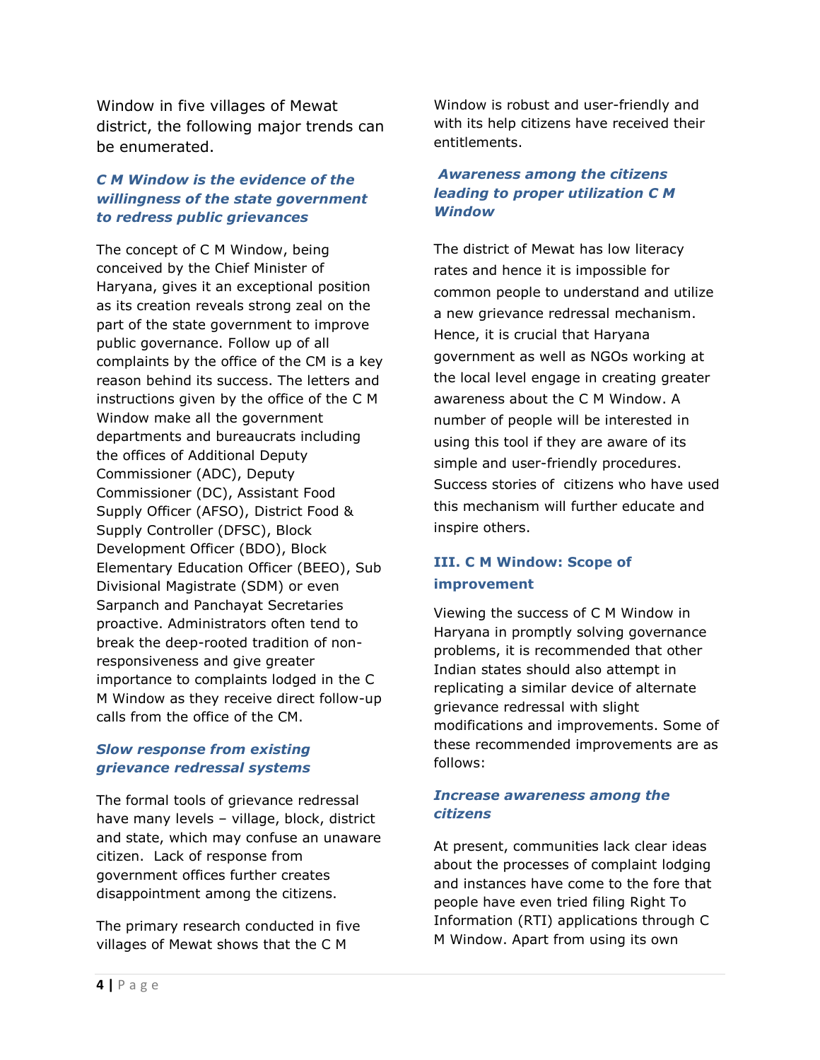Window in five villages of Mewat district, the following major trends can be enumerated.

### *C M Window is the evidence of the willingness of the state government to redress public grievances*

The concept of C M Window, being conceived by the Chief Minister of Haryana, gives it an exceptional position as its creation reveals strong zeal on the part of the state government to improve public governance. Follow up of all complaints by the office of the CM is a key reason behind its success. The letters and instructions given by the office of the C M Window make all the government departments and bureaucrats including the offices of Additional Deputy Commissioner (ADC), Deputy Commissioner (DC), Assistant Food Supply Officer (AFSO), District Food & Supply Controller (DFSC), Block Development Officer (BDO), Block Elementary Education Officer (BEEO), Sub Divisional Magistrate (SDM) or even Sarpanch and Panchayat Secretaries proactive. Administrators often tend to break the deep-rooted tradition of non-responsiveness and give greater importance to complaints lodged in the C M Window as they receive direct follow-up calls from the office of the CM.

### *Slow response from existing grievance redressal systems*

The formal tools of grievance redressal have many levels – village, block, district and state, which may confuse an unaware citizen. Lack of response from government offices further creates disappointment among the citizens.

The primary research conducted in five villages of Mewat shows that the C M Window is robust and user-friendly and with its help citizens have received their entitlements.

### *Awareness among the citizens leading to proper utilization C M Window*

The district of Mewat has low literacy rates and hence it is impossible for common people to understand and utilize a new grievance redressal mechanism. Hence, it is crucial that Haryana government as well as NGOs working at the local level engage in creating greater awareness about the C M Window. A number of people will be interested in using this tool if they are aware of its simple and user-friendly procedures. Success stories of citizens who have used this mechanism will further educate and inspire others.

## III. C M Window: Scope of improvement

Viewing the success of C M Window in Haryana in promptly solving governance problems, it is recommended that other Indian states should also attempt in replicating a similar device of alternate grievance redressal with slight modifications and improvements. Some of these recommended improvements are as follows:

### *Increase awareness among the citizens*

At present, communities lack clear ideas about the processes of complaint lodging and instances have come to the fore that people have even tried filing Right To Information (RTI) applications through C M Window. Apart from using its own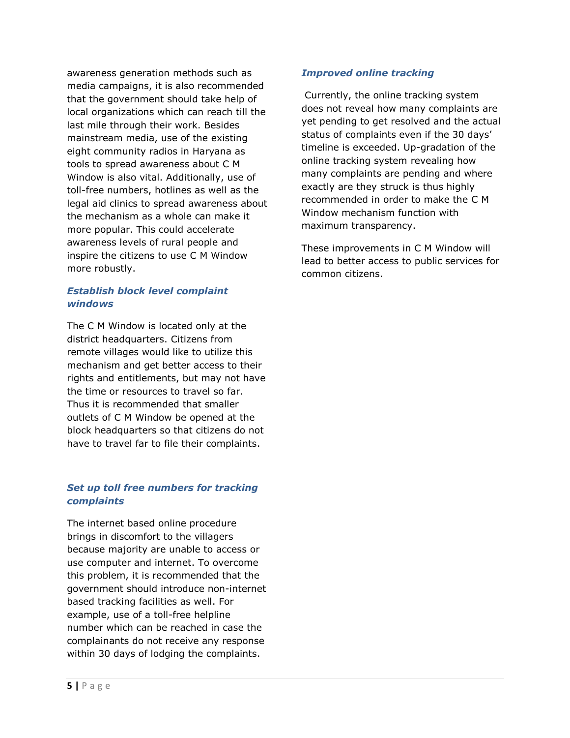awareness generation methods such as media campaigns, it is also recommended that the government should take help of local organizations which can reach till the last mile through their work. Besides mainstream media, use of the existing eight community radios in Haryana as tools to spread awareness about C M Window is also vital. Additionally, use of toll-free numbers, hotlines as well as the legal aid clinics to spread awareness about the mechanism as a whole can make it more popular. This could accelerate awareness levels of rural people and inspire the citizens to use C M Window more robustly.

### *Establish block level complaint windows*

The C M Window is located only at the district headquarters. Citizens from remote villages would like to utilize this mechanism and get better access to their rights and entitlements, but may not have the time or resources to travel so far. Thus it is recommended that smaller outlets of C M Window be opened at the block headquarters so that citizens do not have to travel far to file their complaints.

### *Set up toll free numbers for tracking complaints*

The internet based online procedure brings in discomfort to the villagers because majority are unable to access or use computer and internet. To overcome this problem, it is recommended that the government should introduce non-internet based tracking facilities as well. For example, use of a toll-free helpline number which can be reached in case the complainants do not receive any response within 30 days of lodging the complaints.

### *Improved online tracking*

Currently, the online tracking system does not reveal how many complaints are yet pending to get resolved and the actual status of complaints even if the 30 days' timeline is exceeded. Up-gradation of the online tracking system revealing how many complaints are pending and where exactly are they struck is thus highly recommended in order to make the C M Window mechanism function with maximum transparency.

These improvements in C M Window will lead to better access to public services for common citizens.